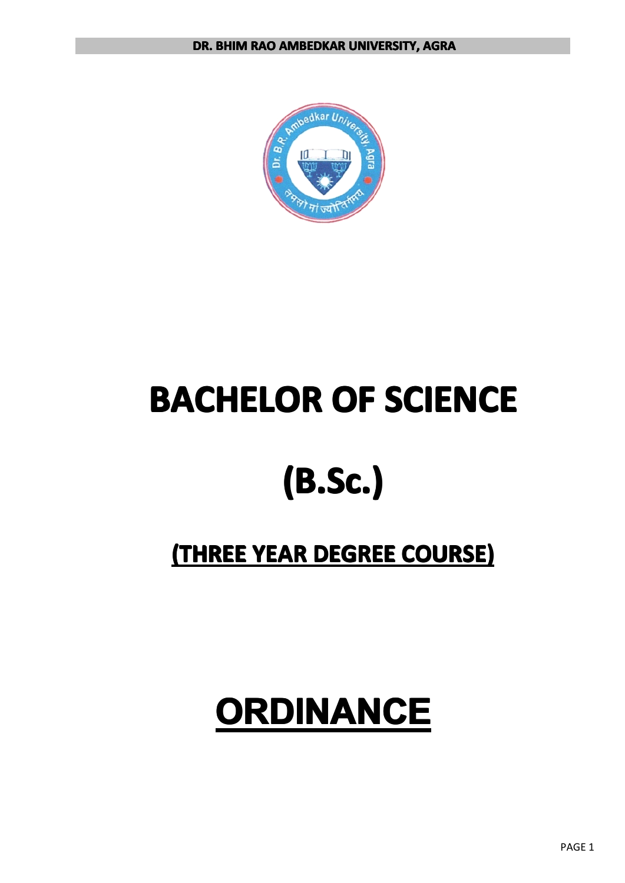# BACHELOR OF SCIENCE

# (B.Sc.)

## (THREE YEAR DEGREE COURSE)

# ORDINANCE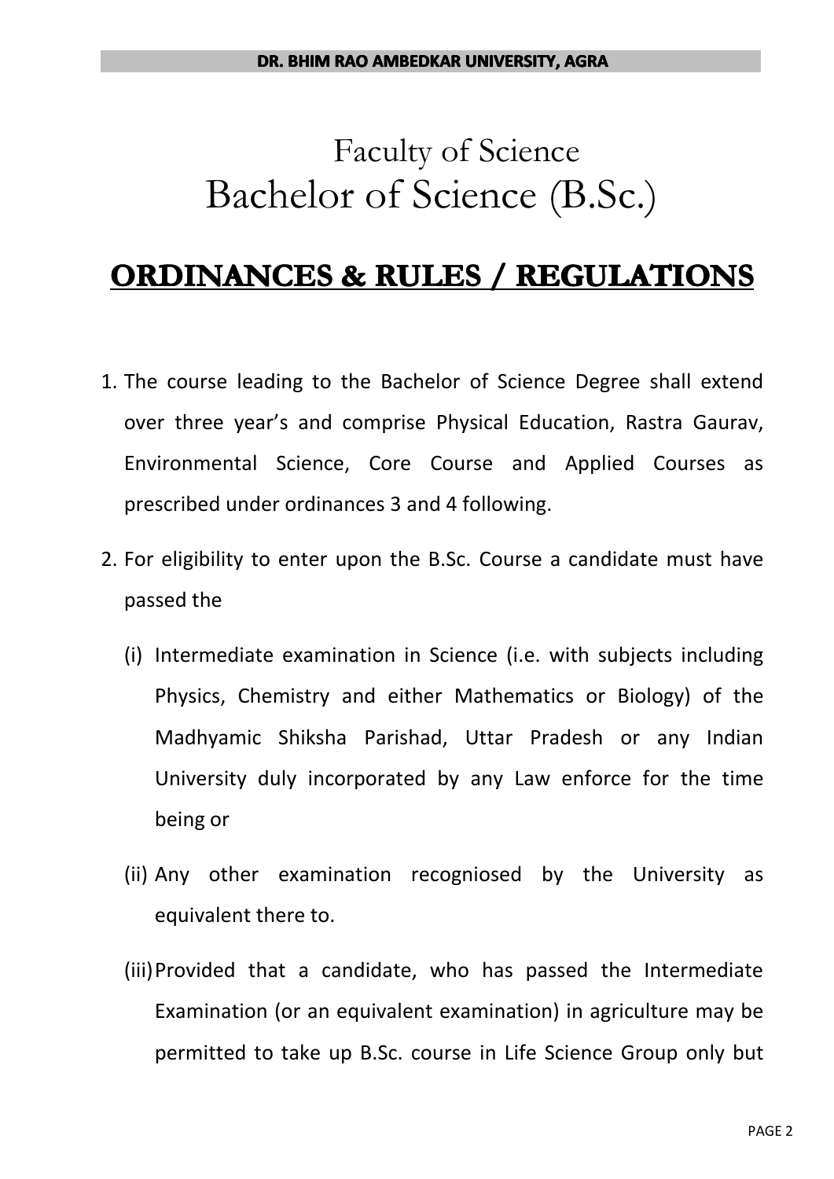# Faculty of Science

# Bachelor of Science (B.Sc.)

## ORDINANCES & RULES / REGULATIONS

1. The course leading to the Bachelor of Science Degree shall extend over three year's and comprise Physical Education, Rastra Gaurav, Environmental Science, Core Course and Applied Courses as prescribed under ordinances 3 and 4 following.

2. For eligibility to enter upon the B.Sc. Course a candidate must have passed the

   (i) Intermediate examination in Science (i.e. with subjects including Physics, Chemistry and either Mathematics or Biology) of the Madhyamic Shiksha Parishad, Uttar Pradesh or any Indian University duly incorporated by any Law enforce for the time being or

   (ii) Any other examination recogniosed by the University as equivalent there to.

   (iii) Provided that a candidate, who has passed the Intermediate Examination (or an equivalent examination) in agriculture may be permitted to take up B.Sc. course in Life Science Group only but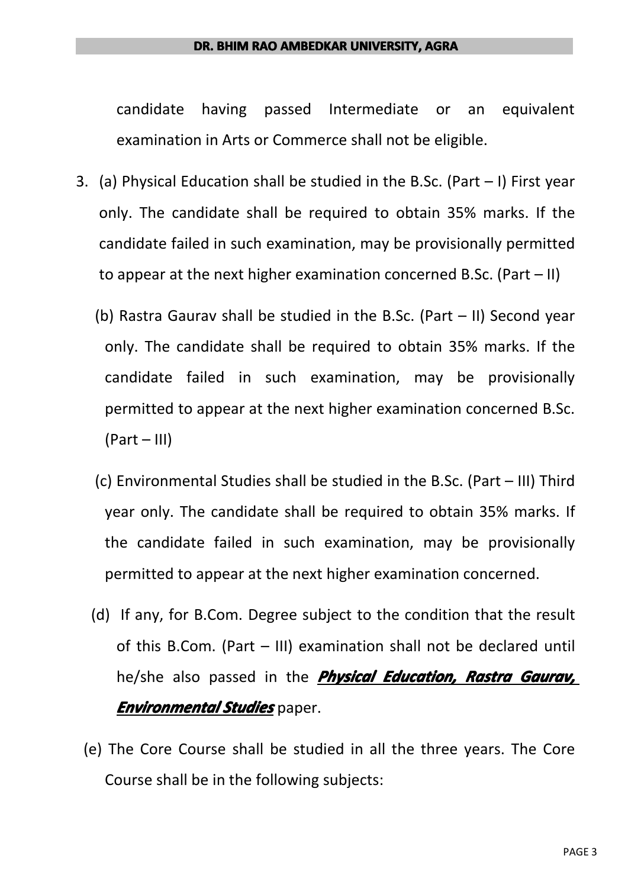candidate having passed Intermediate or an equivalent examination in Arts or Commerce shall not be eligible.

3. (a) Physical Education shall be studied in the B.Sc. (Part – I) First year only. The candidate shall be required to obtain 35% marks. If the candidate failed in such examination, may be provisionally permitted to appear at the next higher examination concerned B.Sc. (Part – II)

   (b) Rastra Gaurav shall be studied in the B.Sc. (Part – II) Second year only. The candidate shall be required to obtain 35% marks. If the candidate failed in such examination, may be provisionally permitted to appear at the next higher examination concerned B.Sc. (Part – III)

   (c) Environmental Studies shall be studied in the B.Sc. (Part – III) Third year only. The candidate shall be required to obtain 35% marks. If the candidate failed in such examination, may be provisionally permitted to appear at the next higher examination concerned.

   (d) If any, for B.Com. Degree subject to the condition that the result of this B.Com. (Part – III) examination shall not be declared until he/she also passed in the ***Physical Education, Rastra Gaurav, Environmental Studies*** paper.

   (e) The Core Course shall be studied in all the three years. The Core Course shall be in the following subjects: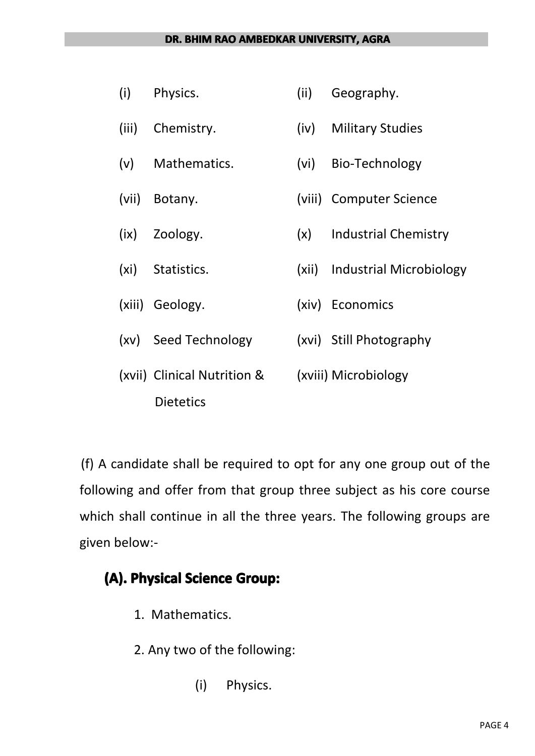(i) Physics.

(ii) Geography.

(iii) Chemistry.

(iv) Military Studies

(v) Mathematics.

(vi) Bio-Technology

(vii) Botany.

(viii) Computer Science

(ix) Zoology.

(x) Industrial Chemistry

(xi) Statistics.

(xii) Industrial Microbiology

(xiii) Geology.

(xiv) Economics

(xv) Seed Technology

(xvi) Still Photography

(xvii) Clinical Nutrition & Dietetics

(xviii) Microbiology

(f) A candidate shall be required to opt for any one group out of the following and offer from that group three subject as his core course which shall continue in all the three years. The following groups are given below:-

## (A). Physical Science Group:

1. Mathematics.
2. Any two of the following:

   (i) Physics.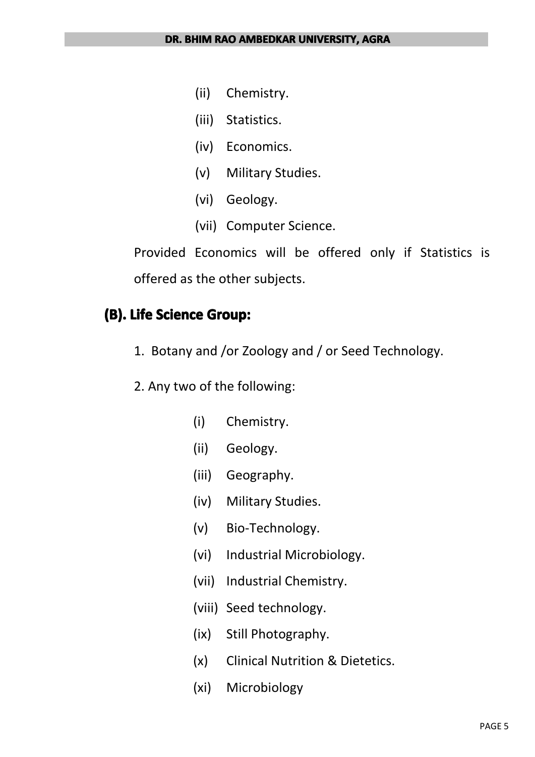(ii) Chemistry.

(iii) Statistics.

(iv) Economics.

(v) Military Studies.

(vi) Geology.

(vii) Computer Science.

Provided Economics will be offered only if Statistics is offered as the other subjects.

## (B). Life Science Group:

1. Botany and /or Zoology and / or Seed Technology.

2. Any two of the following:

(i) Chemistry.

(ii) Geology.

(iii) Geography.

(iv) Military Studies.

(v) Bio-Technology.

(vi) Industrial Microbiology.

(vii) Industrial Chemistry.

(viii) Seed technology.

(ix) Still Photography.

(x) Clinical Nutrition & Dietetics.

(xi) Microbiology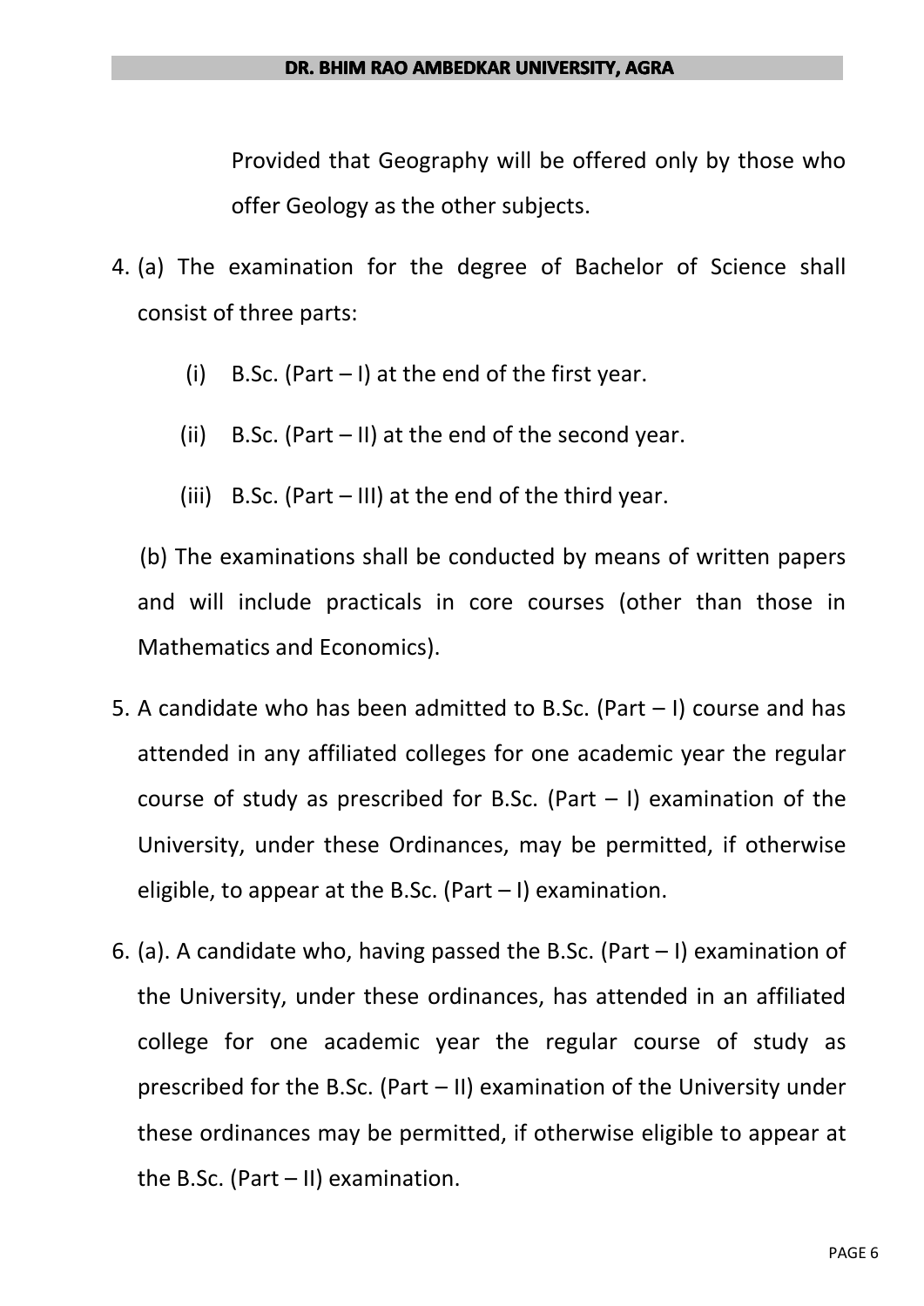Provided that Geography will be offered only by those who offer Geology as the other subjects.

4. (a) The examination for the degree of Bachelor of Science shall consist of three parts:

   (i) B.Sc. (Part – I) at the end of the first year.

   (ii) B.Sc. (Part – II) at the end of the second year.

   (iii) B.Sc. (Part – III) at the end of the third year.

   (b) The examinations shall be conducted by means of written papers and will include practicals in core courses (other than those in Mathematics and Economics).

5. A candidate who has been admitted to B.Sc. (Part – I) course and has attended in any affiliated colleges for one academic year the regular course of study as prescribed for B.Sc. (Part – I) examination of the University, under these Ordinances, may be permitted, if otherwise eligible, to appear at the B.Sc. (Part – I) examination.

6. (a). A candidate who, having passed the B.Sc. (Part – I) examination of the University, under these ordinances, has attended in an affiliated college for one academic year the regular course of study as prescribed for the B.Sc. (Part – II) examination of the University under these ordinances may be permitted, if otherwise eligible to appear at the B.Sc. (Part – II) examination.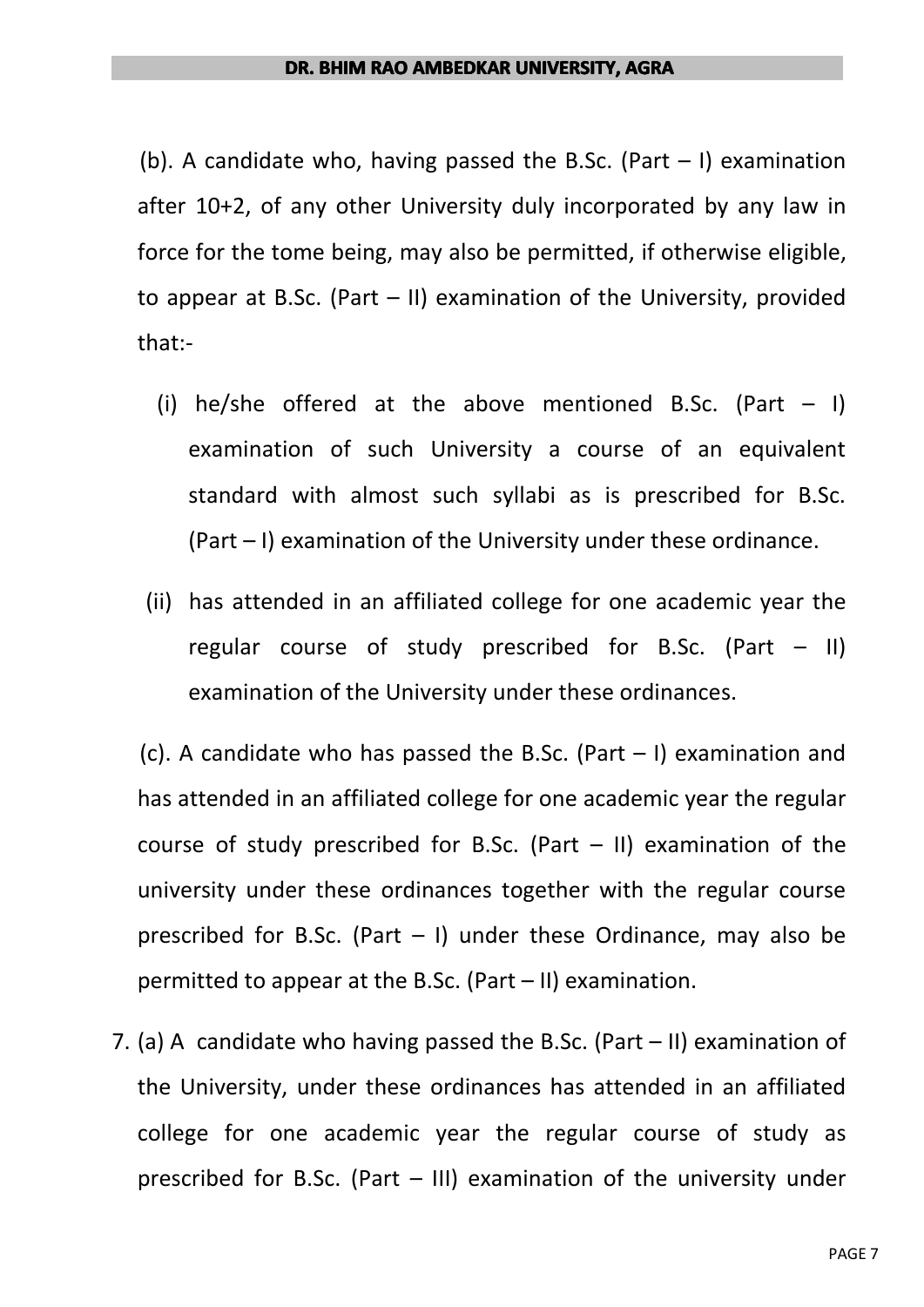(b). A candidate who, having passed the B.Sc. (Part – I) examination after 10+2, of any other University duly incorporated by any law in force for the tome being, may also be permitted, if otherwise eligible, to appear at B.Sc. (Part – II) examination of the University, provided that:-

(i) he/she offered at the above mentioned B.Sc. (Part – I) examination of such University a course of an equivalent standard with almost such syllabi as is prescribed for B.Sc. (Part – I) examination of the University under these ordinance.

(ii) has attended in an affiliated college for one academic year the regular course of study prescribed for B.Sc. (Part – II) examination of the University under these ordinances.

(c). A candidate who has passed the B.Sc. (Part – I) examination and has attended in an affiliated college for one academic year the regular course of study prescribed for B.Sc. (Part – II) examination of the university under these ordinances together with the regular course prescribed for B.Sc. (Part – I) under these Ordinance, may also be permitted to appear at the B.Sc. (Part – II) examination.

7. (a) A candidate who having passed the B.Sc. (Part – II) examination of the University, under these ordinances has attended in an affiliated college for one academic year the regular course of study as prescribed for B.Sc. (Part – III) examination of the university under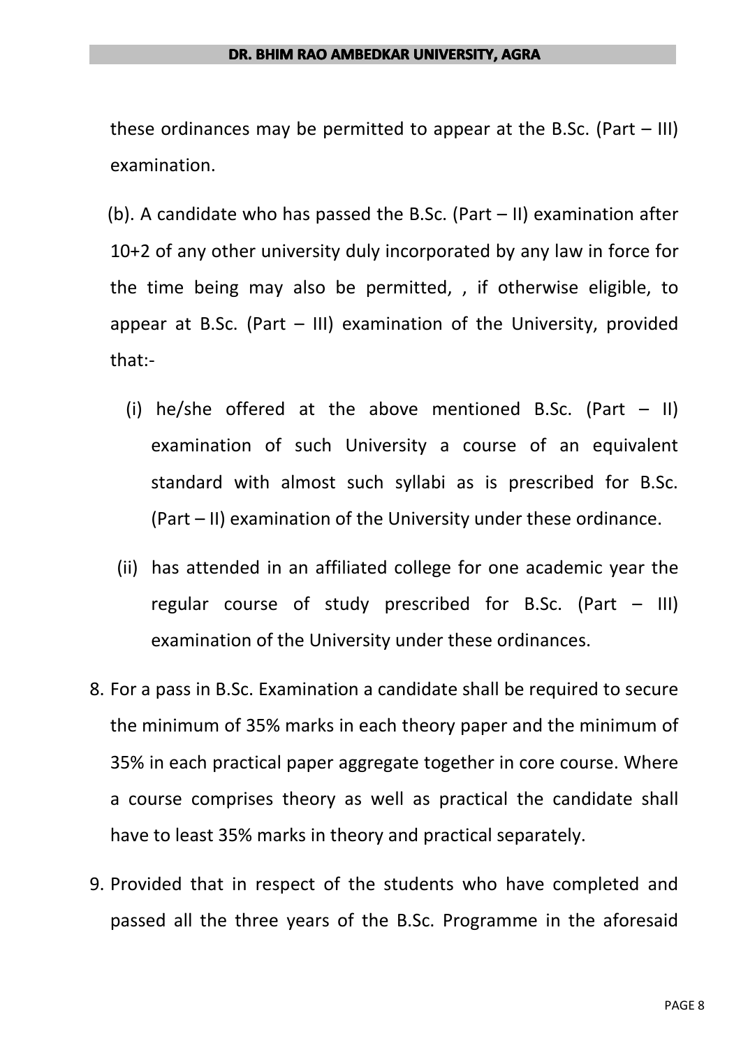these ordinances may be permitted to appear at the B.Sc. (Part – III) examination.

(b). A candidate who has passed the B.Sc. (Part – II) examination after 10+2 of any other university duly incorporated by any law in force for the time being may also be permitted, , if otherwise eligible, to appear at B.Sc. (Part – III) examination of the University, provided that:-

(i) he/she offered at the above mentioned B.Sc. (Part – II) examination of such University a course of an equivalent standard with almost such syllabi as is prescribed for B.Sc. (Part – II) examination of the University under these ordinance.

(ii) has attended in an affiliated college for one academic year the regular course of study prescribed for B.Sc. (Part – III) examination of the University under these ordinances.

8. For a pass in B.Sc. Examination a candidate shall be required to secure the minimum of 35% marks in each theory paper and the minimum of 35% in each practical paper aggregate together in core course. Where a course comprises theory as well as practical the candidate shall have to least 35% marks in theory and practical separately.

9. Provided that in respect of the students who have completed and passed all the three years of the B.Sc. Programme in the aforesaid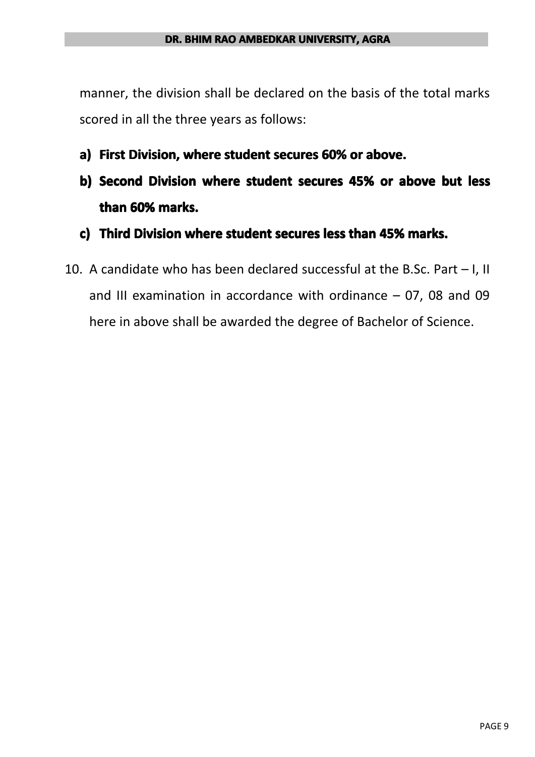manner, the division shall be declared on the basis of the total marks scored in all the three years as follows:

a) **First Division, where student secures 60% or above.**

b) **Second Division where student secures 45% or above but less than 60% marks.**

c) **Third Division where student secures less than 45% marks.**

10. A candidate who has been declared successful at the B.Sc. Part – I, II and III examination in accordance with ordinance – 07, 08 and 09 here in above shall be awarded the degree of Bachelor of Science.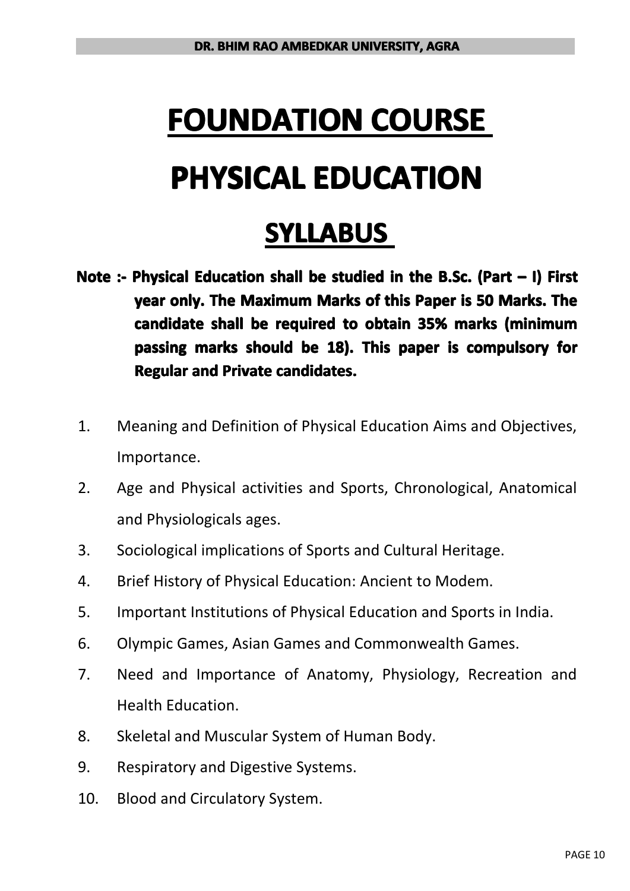# FOUNDATION COURSE

# PHYSICAL EDUCATION

## SYLLABUS

**Note :- Physical Education shall be studied in the B.Sc. (Part – I) First year only. The Maximum Marks of this Paper is 50 Marks. The candidate shall be required to obtain 35% marks (minimum passing marks should be 18). This paper is compulsory for Regular and Private candidates.**

1. Meaning and Definition of Physical Education Aims and Objectives, Importance.
2. Age and Physical activities and Sports, Chronological, Anatomical and Physiologicals ages.
3. Sociological implications of Sports and Cultural Heritage.
4. Brief History of Physical Education: Ancient to Modem.
5. Important Institutions of Physical Education and Sports in India.
6. Olympic Games, Asian Games and Commonwealth Games.
7. Need and Importance of Anatomy, Physiology, Recreation and Health Education.
8. Skeletal and Muscular System of Human Body.
9. Respiratory and Digestive Systems.
10. Blood and Circulatory System.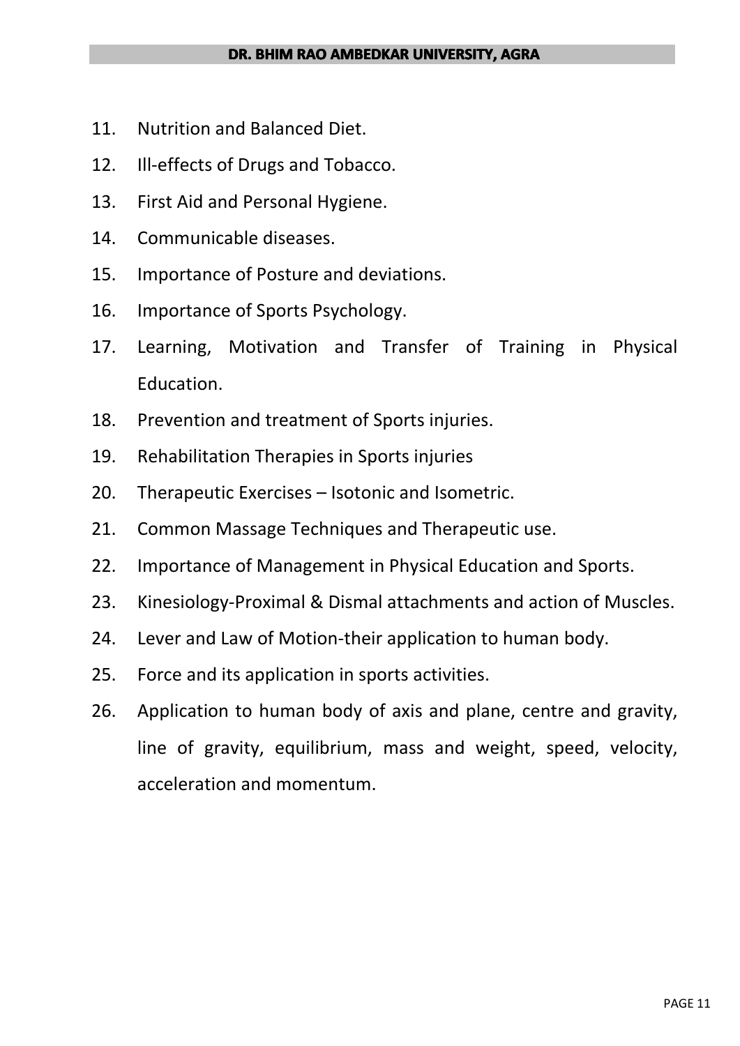11. Nutrition and Balanced Diet.
12. Ill-effects of Drugs and Tobacco.
13. First Aid and Personal Hygiene.
14. Communicable diseases.
15. Importance of Posture and deviations.
16. Importance of Sports Psychology.
17. Learning, Motivation and Transfer of Training in Physical Education.
18. Prevention and treatment of Sports injuries.
19. Rehabilitation Therapies in Sports injuries
20. Therapeutic Exercises – Isotonic and Isometric.
21. Common Massage Techniques and Therapeutic use.
22. Importance of Management in Physical Education and Sports.
23. Kinesiology-Proximal & Dismal attachments and action of Muscles.
24. Lever and Law of Motion-their application to human body.
25. Force and its application in sports activities.
26. Application to human body of axis and plane, centre and gravity, line of gravity, equilibrium, mass and weight, speed, velocity, acceleration and momentum.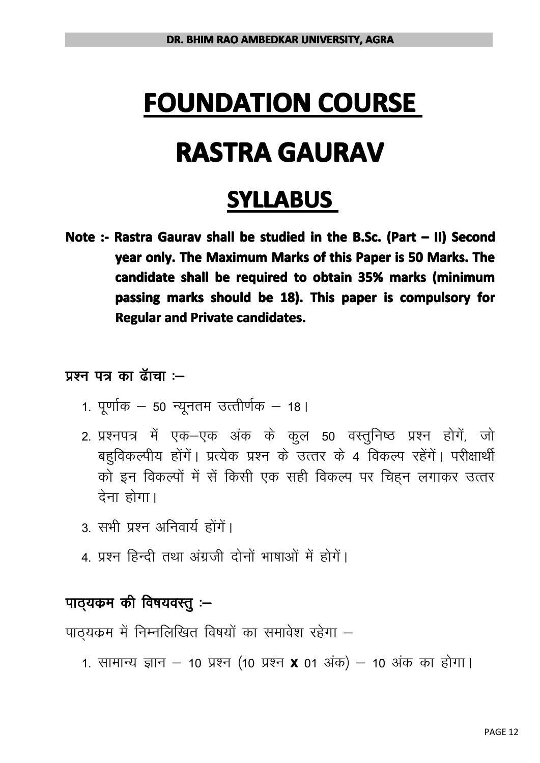# FOUNDATION COURSE

# RASTRA GAURAV

## SYLLABUS

**Note :- Rastra Gaurav shall be studied in the B.Sc. (Part – II) Second year only. The Maximum Marks of this Paper is 50 Marks. The candidate shall be required to obtain 35% marks (minimum passing marks should be 18). This paper is compulsory for Regular and Private candidates.**

### प्रश्न पत्र का ढॉचा :–

1. पूर्णांक – 50 न्यूनतम उत्तीर्णक – 18।
2. प्रश्नपत्र में एक–एक अंक के कुल 50 वस्तुनिष्ठ प्रश्न होगें, जो बहुविकल्पीय होंगें। प्रत्येक प्रश्न के उत्तर के 4 विकल्प रहेंगें। परीक्षार्थी को इन विकल्पों में सें किसी एक सही विकल्प पर चिह्न लगाकर उत्तर देना होगा।
3. सभी प्रश्न अनिवार्य होंगें।
4. प्रश्न हिन्दी तथा अंग्रजी दोनों भाषाओं में होगें।

### पाठ्यक्रम की विषयवस्तु :–

पाठ्यक्रम में निम्नलिखित विषयों का समावेश रहेगा –

1. सामान्य ज्ञान – 10 प्रश्न (10 प्रश्न **x** 01 अंक) – 10 अंक का होगा।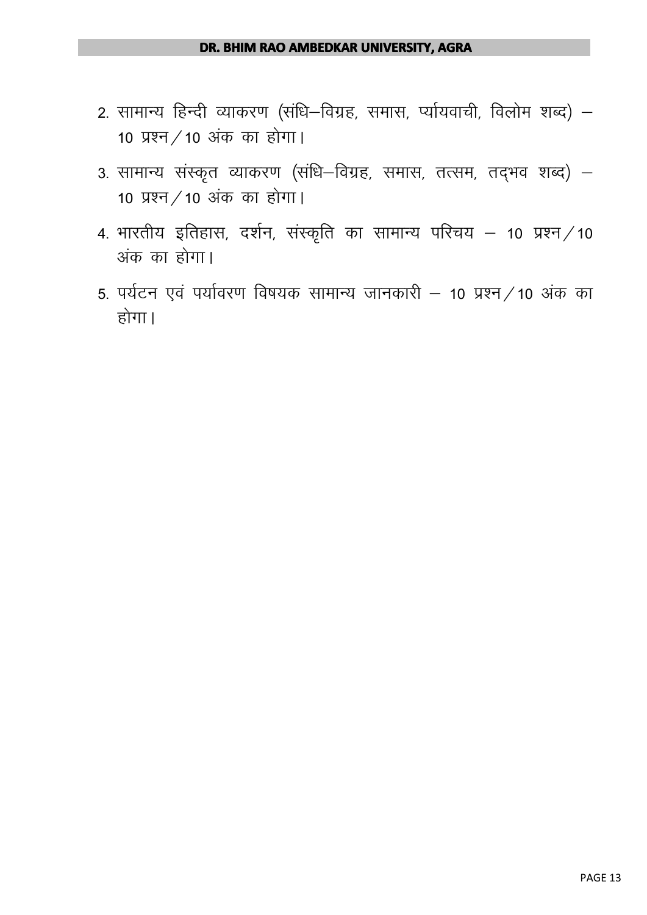2. सामान्य हिन्दी व्याकरण (संधि–विग्रह, समास, पर्यायवाची, विलोम शब्द) – 10 प्रश्न / 10 अंक का होगा।
3. सामान्य संस्कृत व्याकरण (संधि–विग्रह, समास, तत्सम, तद्भव शब्द) – 10 प्रश्न / 10 अंक का होगा।
4. भारतीय इतिहास, दर्शन, संस्कृति का सामान्य परिचय – 10 प्रश्न / 10 अंक का होगा।
5. पर्यटन एवं पर्यावरण विषयक सामान्य जानकारी – 10 प्रश्न / 10 अंक का होगा।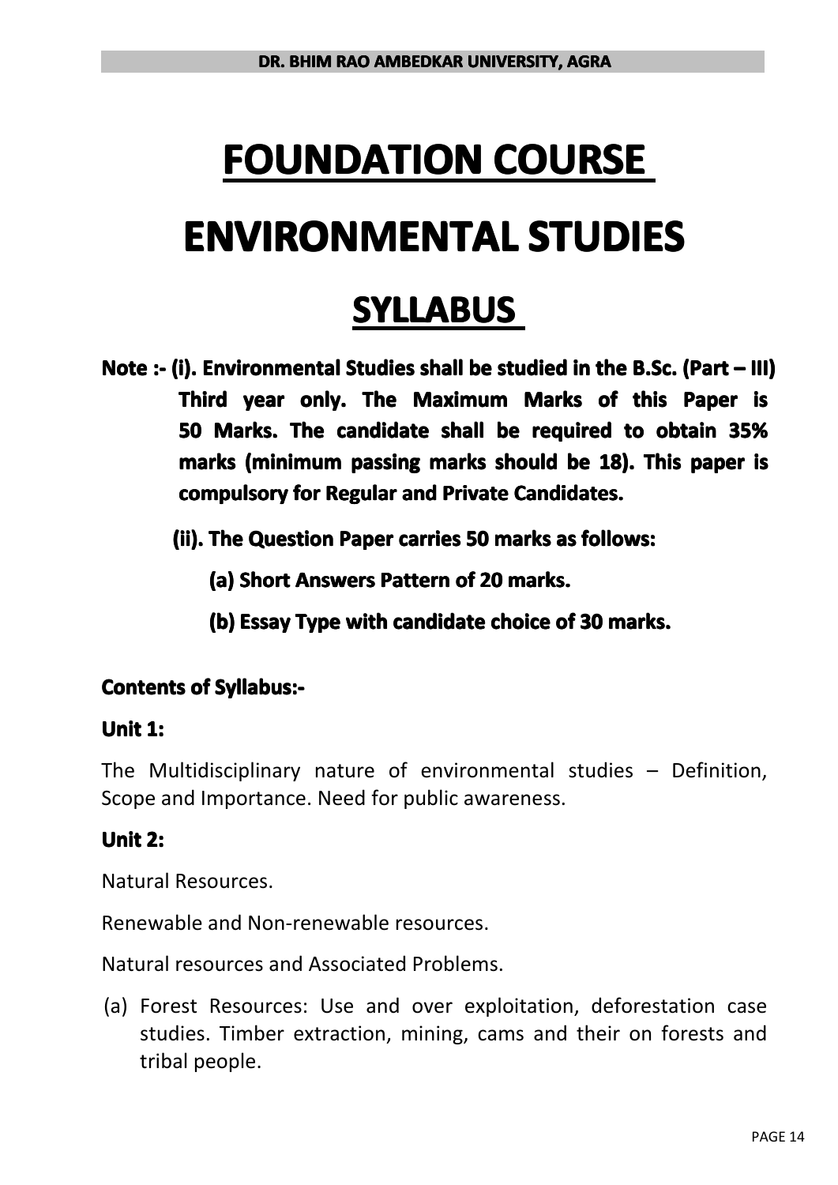# FOUNDATION COURSE

# ENVIRONMENTAL STUDIES

## SYLLABUS

**Note :- (i). Environmental Studies shall be studied in the B.Sc. (Part – III) Third year only. The Maximum Marks of this Paper is 50 Marks. The candidate shall be required to obtain 35% marks (minimum passing marks should be 18). This paper is compulsory for Regular and Private Candidates.**

**(ii). The Question Paper carries 50 marks as follows:**

**(a) Short Answers Pattern of 20 marks.**

**(b) Essay Type with candidate choice of 30 marks.**

**Contents of Syllabus:-**

**Unit 1:**

The Multidisciplinary nature of environmental studies – Definition, Scope and Importance. Need for public awareness.

**Unit 2:**

Natural Resources.

Renewable and Non-renewable resources.

Natural resources and Associated Problems.

(a) Forest Resources: Use and over exploitation, deforestation case studies. Timber extraction, mining, cams and their on forests and tribal people.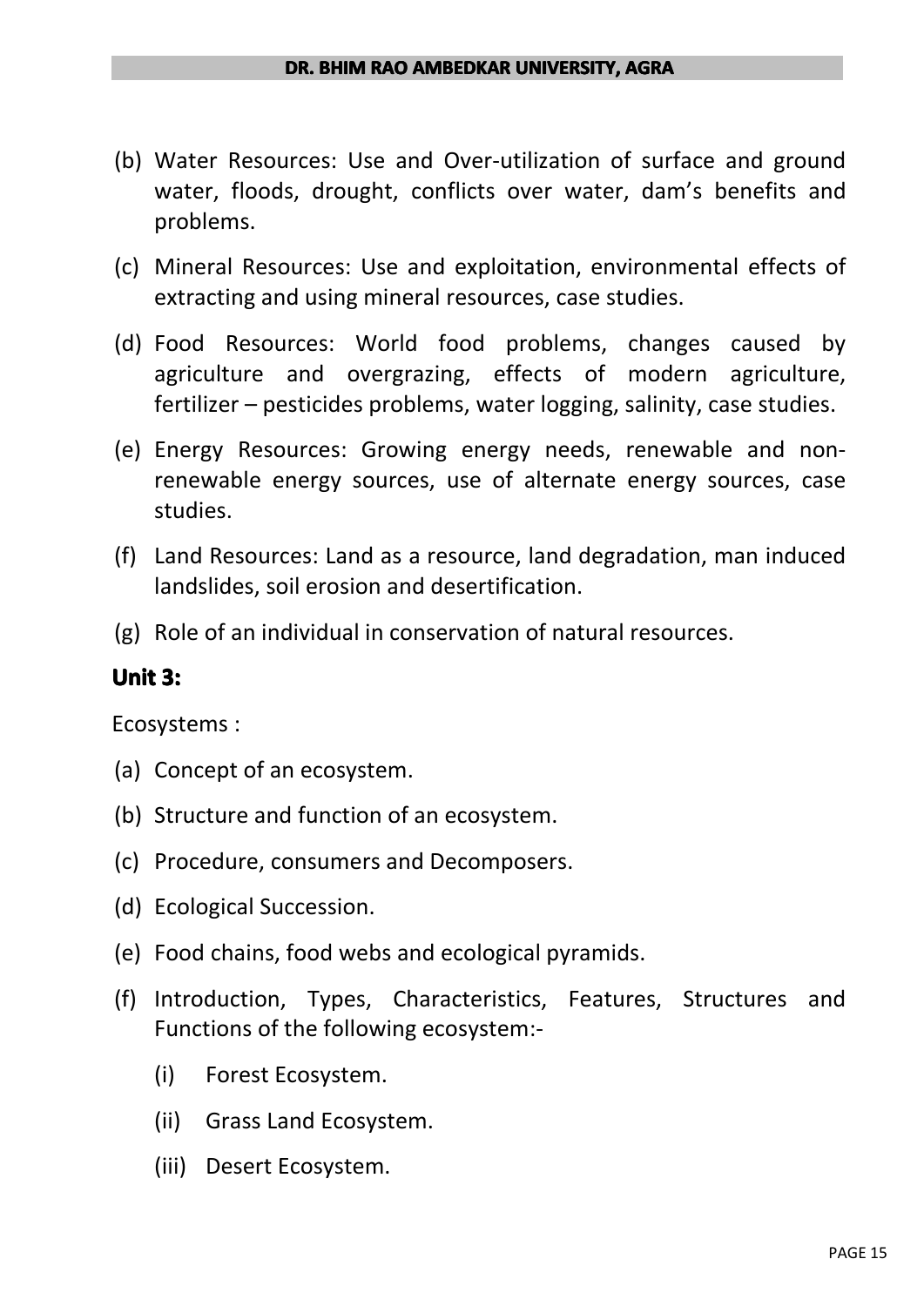(b) Water Resources: Use and Over-utilization of surface and ground water, floods, drought, conflicts over water, dam's benefits and problems.

(c) Mineral Resources: Use and exploitation, environmental effects of extracting and using mineral resources, case studies.

(d) Food Resources: World food problems, changes caused by agriculture and overgrazing, effects of modern agriculture, fertilizer – pesticides problems, water logging, salinity, case studies.

(e) Energy Resources: Growing energy needs, renewable and non-renewable energy sources, use of alternate energy sources, case studies.

(f) Land Resources: Land as a resource, land degradation, man induced landslides, soil erosion and desertification.

(g) Role of an individual in conservation of natural resources.

### Unit 3:

Ecosystems :

(a) Concept of an ecosystem.

(b) Structure and function of an ecosystem.

(c) Procedure, consumers and Decomposers.

(d) Ecological Succession.

(e) Food chains, food webs and ecological pyramids.

(f) Introduction, Types, Characteristics, Features, Structures and Functions of the following ecosystem:-

   (i) Forest Ecosystem.

   (ii) Grass Land Ecosystem.

   (iii) Desert Ecosystem.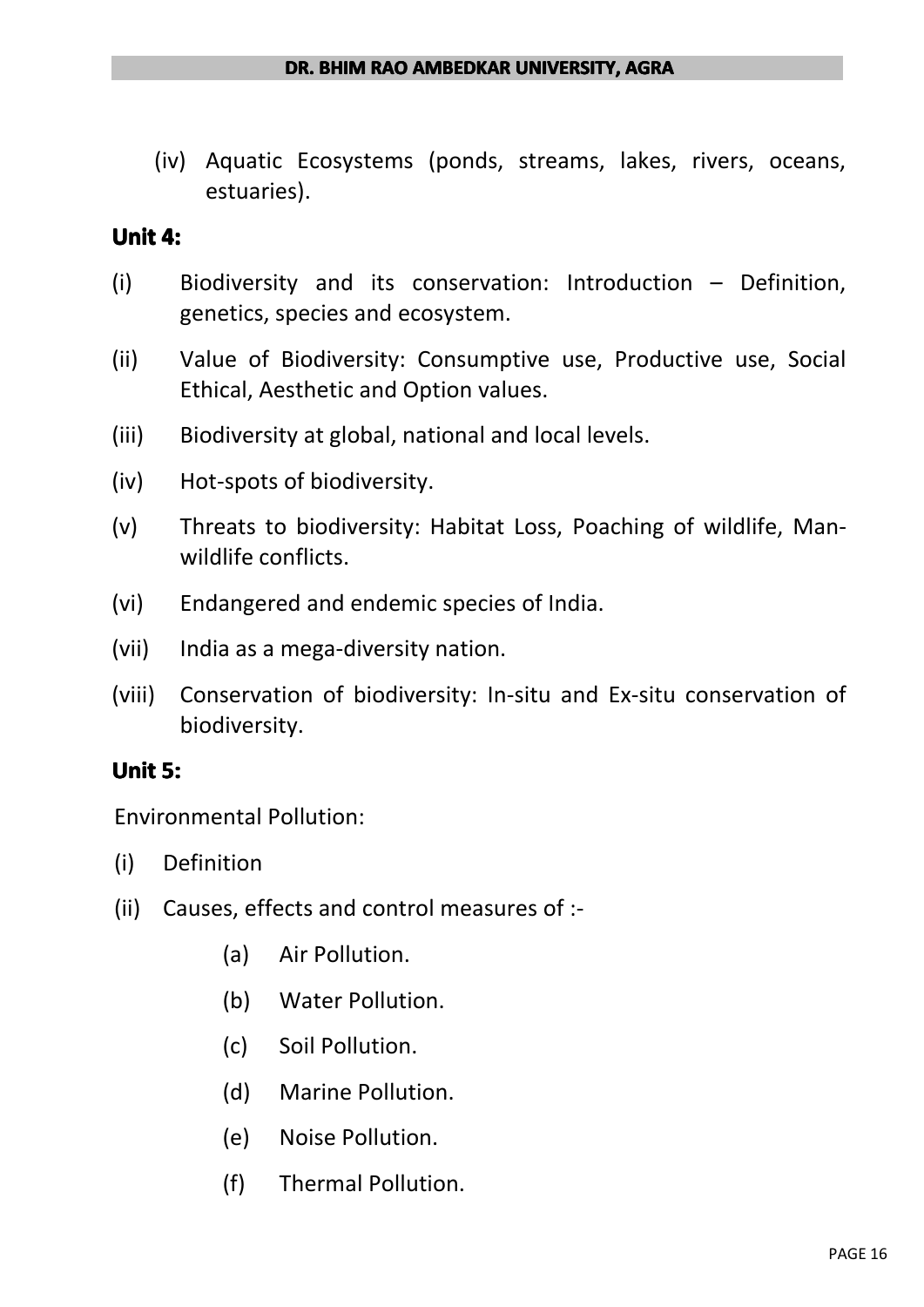(iv) Aquatic Ecosystems (ponds, streams, lakes, rivers, oceans, estuaries).

**Unit 4:**

(i) Biodiversity and its conservation: Introduction – Definition, genetics, species and ecosystem.

(ii) Value of Biodiversity: Consumptive use, Productive use, Social Ethical, Aesthetic and Option values.

(iii) Biodiversity at global, national and local levels.

(iv) Hot-spots of biodiversity.

(v) Threats to biodiversity: Habitat Loss, Poaching of wildlife, Man-wildlife conflicts.

(vi) Endangered and endemic species of India.

(vii) India as a mega-diversity nation.

(viii) Conservation of biodiversity: In-situ and Ex-situ conservation of biodiversity.

**Unit 5:**

Environmental Pollution:

(i) Definition

(ii) Causes, effects and control measures of :-

- (a) Air Pollution.
- (b) Water Pollution.
- (c) Soil Pollution.
- (d) Marine Pollution.
- (e) Noise Pollution.
- (f) Thermal Pollution.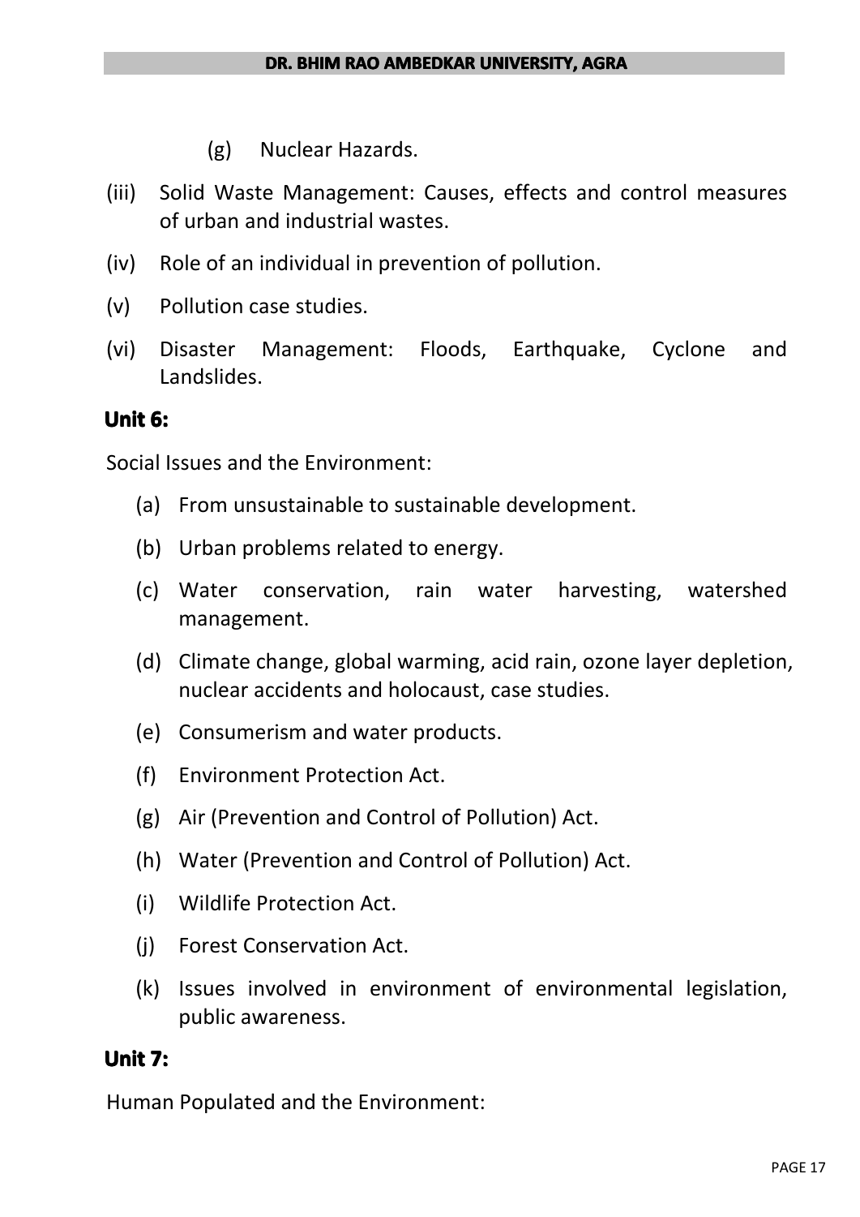(g) Nuclear Hazards.

(iii) Solid Waste Management: Causes, effects and control measures of urban and industrial wastes.

(iv) Role of an individual in prevention of pollution.

(v) Pollution case studies.

(vi) Disaster Management: Floods, Earthquake, Cyclone and Landslides.

**Unit 6:**

Social Issues and the Environment:

(a) From unsustainable to sustainable development.

(b) Urban problems related to energy.

(c) Water conservation, rain water harvesting, watershed management.

(d) Climate change, global warming, acid rain, ozone layer depletion, nuclear accidents and holocaust, case studies.

(e) Consumerism and water products.

(f) Environment Protection Act.

(g) Air (Prevention and Control of Pollution) Act.

(h) Water (Prevention and Control of Pollution) Act.

(i) Wildlife Protection Act.

(j) Forest Conservation Act.

(k) Issues involved in environment of environmental legislation, public awareness.

**Unit 7:**

Human Populated and the Environment: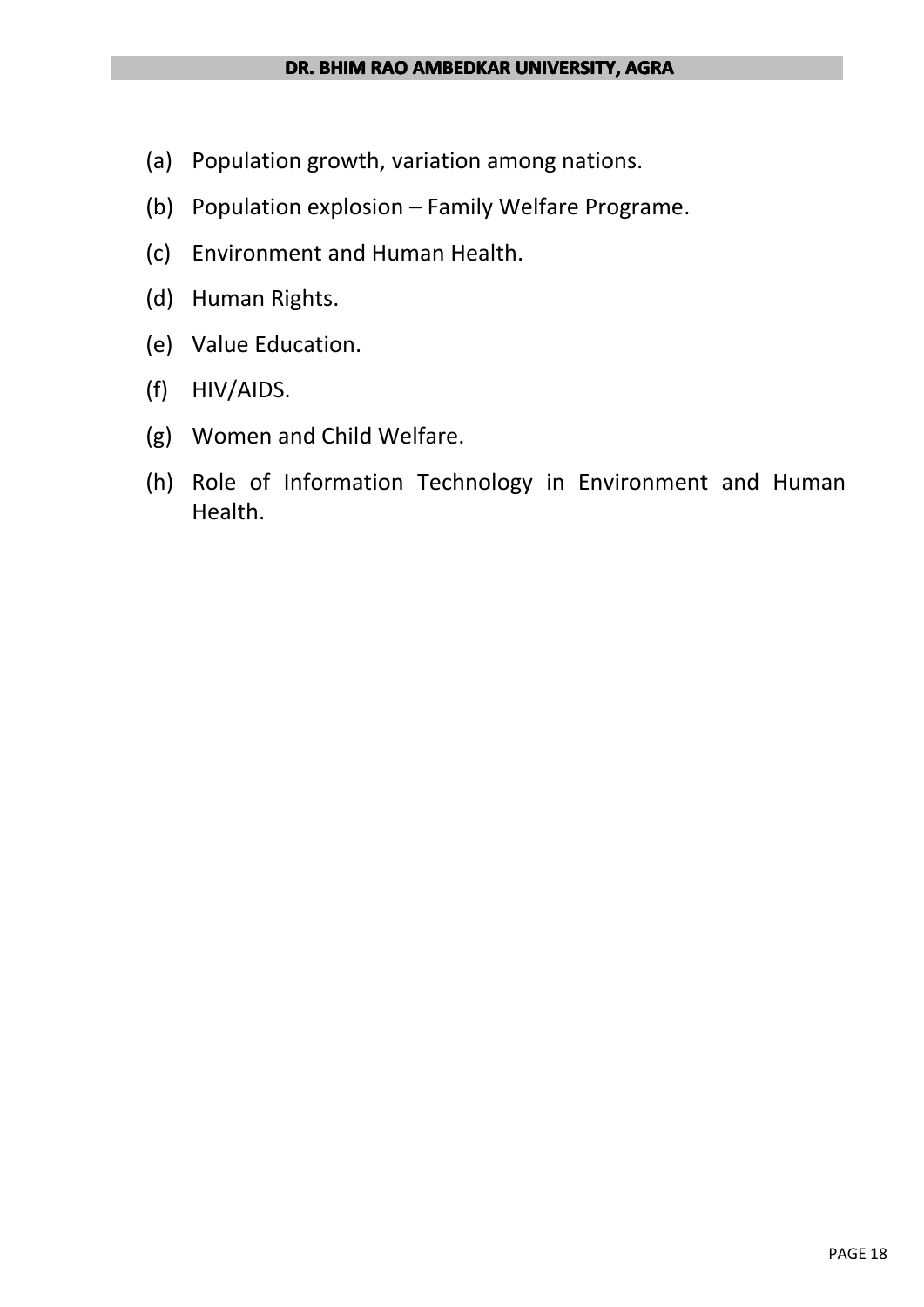(a) Population growth, variation among nations.

(b) Population explosion – Family Welfare Programe.

(c) Environment and Human Health.

(d) Human Rights.

(e) Value Education.

(f) HIV/AIDS.

(g) Women and Child Welfare.

(h) Role of Information Technology in Environment and Human Health.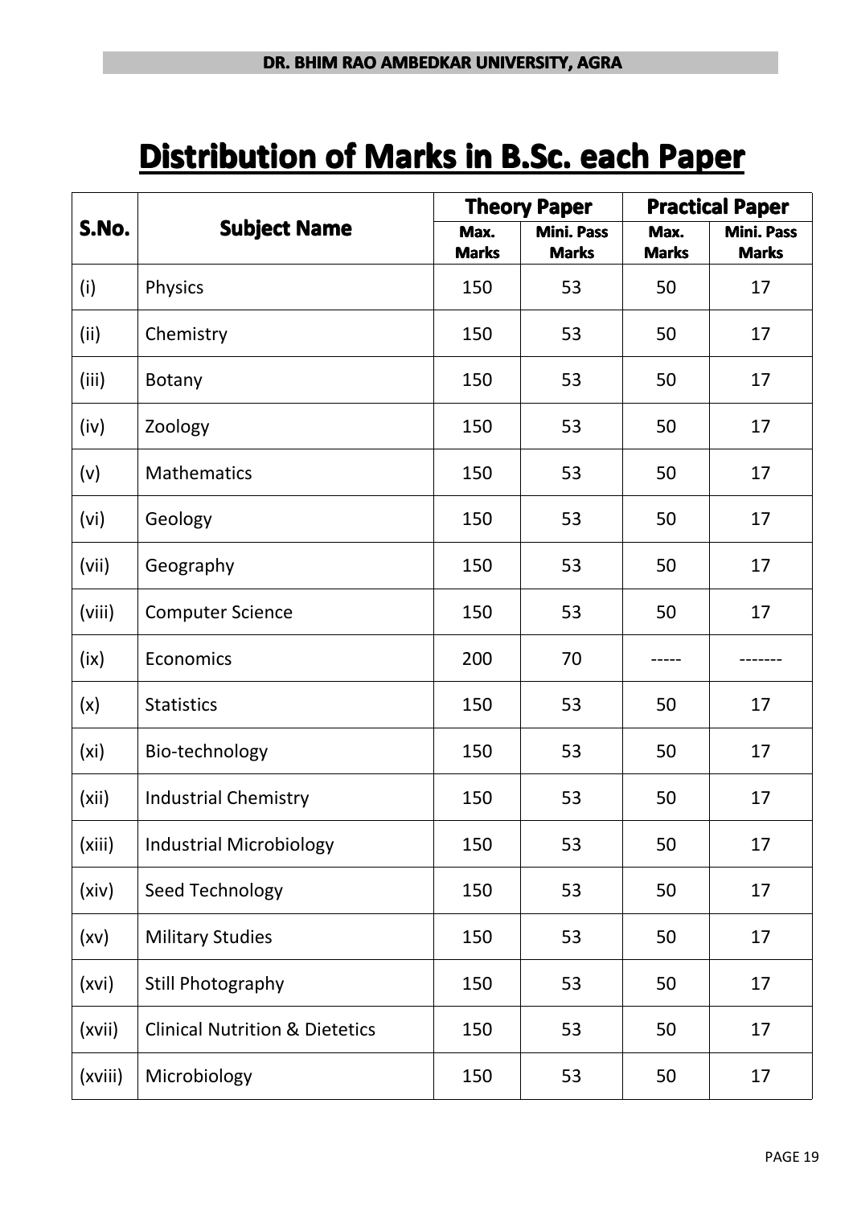# Distribution of Marks in B.Sc. each Paper

| S.No. | Subject Name | Theory Paper | | Practical Paper | |
|---|---|---|---|---|---|
| | | Max. Marks | Mini. Pass Marks | Max. Marks | Mini. Pass Marks |
| (i) | Physics | 150 | 53 | 50 | 17 |
| (ii) | Chemistry | 150 | 53 | 50 | 17 |
| (iii) | Botany | 150 | 53 | 50 | 17 |
| (iv) | Zoology | 150 | 53 | 50 | 17 |
| (v) | Mathematics | 150 | 53 | 50 | 17 |
| (vi) | Geology | 150 | 53 | 50 | 17 |
| (vii) | Geography | 150 | 53 | 50 | 17 |
| (viii) | Computer Science | 150 | 53 | 50 | 17 |
| (ix) | Economics | 200 | 70 | ----- | ------- |
| (x) | Statistics | 150 | 53 | 50 | 17 |
| (xi) | Bio-technology | 150 | 53 | 50 | 17 |
| (xii) | Industrial Chemistry | 150 | 53 | 50 | 17 |
| (xiii) | Industrial Microbiology | 150 | 53 | 50 | 17 |
| (xiv) | Seed Technology | 150 | 53 | 50 | 17 |
| (xv) | Military Studies | 150 | 53 | 50 | 17 |
| (xvi) | Still Photography | 150 | 53 | 50 | 17 |
| (xvii) | Clinical Nutrition & Dietetics | 150 | 53 | 50 | 17 |
| (xviii) | Microbiology | 150 | 53 | 50 | 17 |